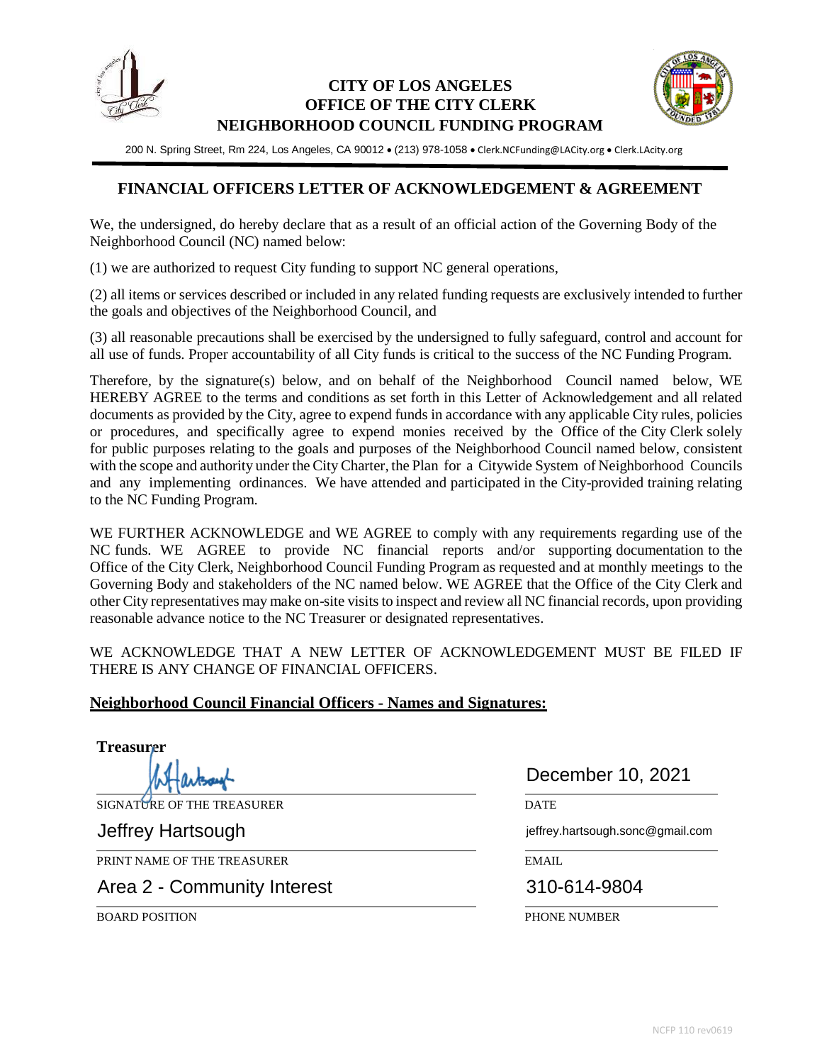# CITY OF LOS ANGELES
## OFFICE OF THE CITY CLERK
## NEIGHBORHOOD COUNCIL FUNDING PROGRAM

200 N. Spring Street, Rm 224, Los Angeles, CA 90012 • (213) 978-1058 • Clerk.NCFunding@LACity.org • Clerk.LAcity.org

## FINANCIAL OFFICERS LETTER OF ACKNOWLEDGEMENT & AGREEMENT

We, the undersigned, do hereby declare that as a result of an official action of the Governing Body of the Neighborhood Council (NC) named below:

(1) we are authorized to request City funding to support NC general operations,

(2) all items or services described or included in any related funding requests are exclusively intended to further the goals and objectives of the Neighborhood Council, and

(3) all reasonable precautions shall be exercised by the undersigned to fully safeguard, control and account for all use of funds. Proper accountability of all City funds is critical to the success of the NC Funding Program.

Therefore, by the signature(s) below, and on behalf of the Neighborhood Council named below, WE HEREBY AGREE to the terms and conditions as set forth in this Letter of Acknowledgement and all related documents as provided by the City, agree to expend funds in accordance with any applicable City rules, policies or procedures, and specifically agree to expend monies received by the Office of the City Clerk solely for public purposes relating to the goals and purposes of the Neighborhood Council named below, consistent with the scope and authority under the City Charter, the Plan for a Citywide System of Neighborhood Councils and any implementing ordinances. We have attended and participated in the City-provided training relating to the NC Funding Program.

WE FURTHER ACKNOWLEDGE and WE AGREE to comply with any requirements regarding use of the NC funds. WE AGREE to provide NC financial reports and/or supporting documentation to the Office of the City Clerk, Neighborhood Council Funding Program as requested and at monthly meetings to the Governing Body and stakeholders of the NC named below. WE AGREE that the Office of the City Clerk and other City representatives may make on-site visits to inspect and review all NC financial records, upon providing reasonable advance notice to the NC Treasurer or designated representatives.

WE ACKNOWLEDGE THAT A NEW LETTER OF ACKNOWLEDGEMENT MUST BE FILED IF THERE IS ANY CHANGE OF FINANCIAL OFFICERS.

**Neighborhood Council Financial Officers - Names and Signatures:**

**Treasurer**

[Signature]
SIGNATURE OF THE TREASURER

December 10, 2021
DATE

Jeffrey Hartsough
PRINT NAME OF THE TREASURER

jeffrey.hartsough.sonc@gmail.com
EMAIL

Area 2 - Community Interest
BOARD POSITION

310-614-9804
PHONE NUMBER

NCFP 110 rev0619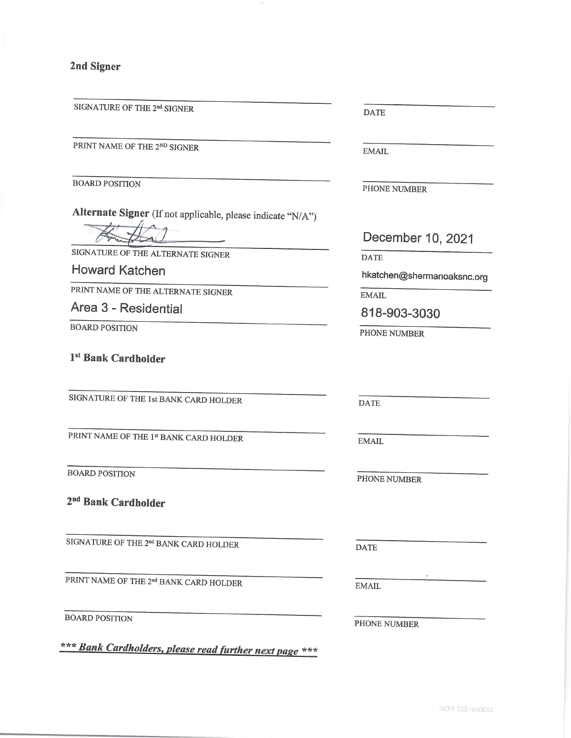**2nd Signer**

| | |
|---|---|
| SIGNATURE OF THE 2nd SIGNER | DATE |
| PRINT NAME OF THE 2ND SIGNER | EMAIL |
| BOARD POSITION | PHONE NUMBER |

**Alternate Signer** (If not applicable, please indicate "N/A")

| | |
|---|---|
| [signature] | December 10, 2021 |
| SIGNATURE OF THE ALTERNATE SIGNER | DATE |
| Howard Katchen | hkatchen@shermanoaksnc.org |
| PRINT NAME OF THE ALTERNATE SIGNER | EMAIL |
| Area 3 - Residential | 818-903-3030 |
| BOARD POSITION | PHONE NUMBER |

**1st Bank Cardholder**

| | |
|---|---|
| SIGNATURE OF THE 1st BANK CARD HOLDER | DATE |
| PRINT NAME OF THE 1st BANK CARD HOLDER | EMAIL |
| BOARD POSITION | PHONE NUMBER |

**2nd Bank Cardholder**

| | |
|---|---|
| SIGNATURE OF THE 2nd BANK CARD HOLDER | DATE |
| PRINT NAME OF THE 2nd BANK CARD HOLDER | EMAIL |
| BOARD POSITION | PHONE NUMBER |

***\*\*\* Bank Cardholders, please read further next page \*\*\****

NCFP 110 rev0619